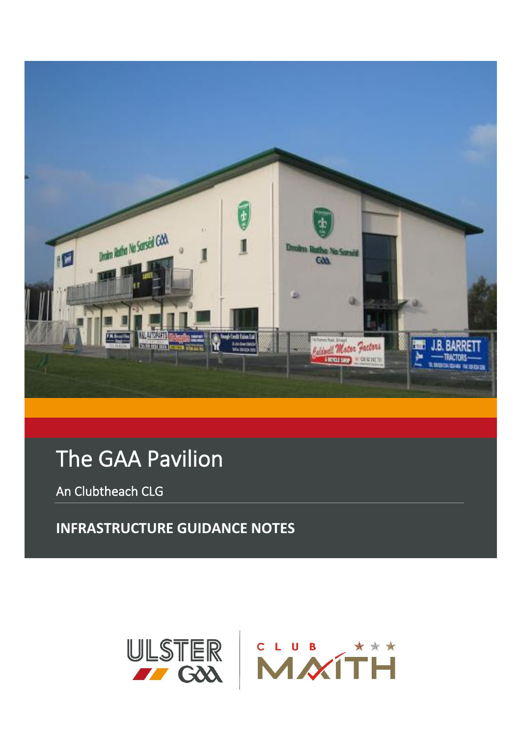# The GAA Pavilion

An Clubtheach CLG

**INFRASTRUCTURE GUIDANCE NOTES**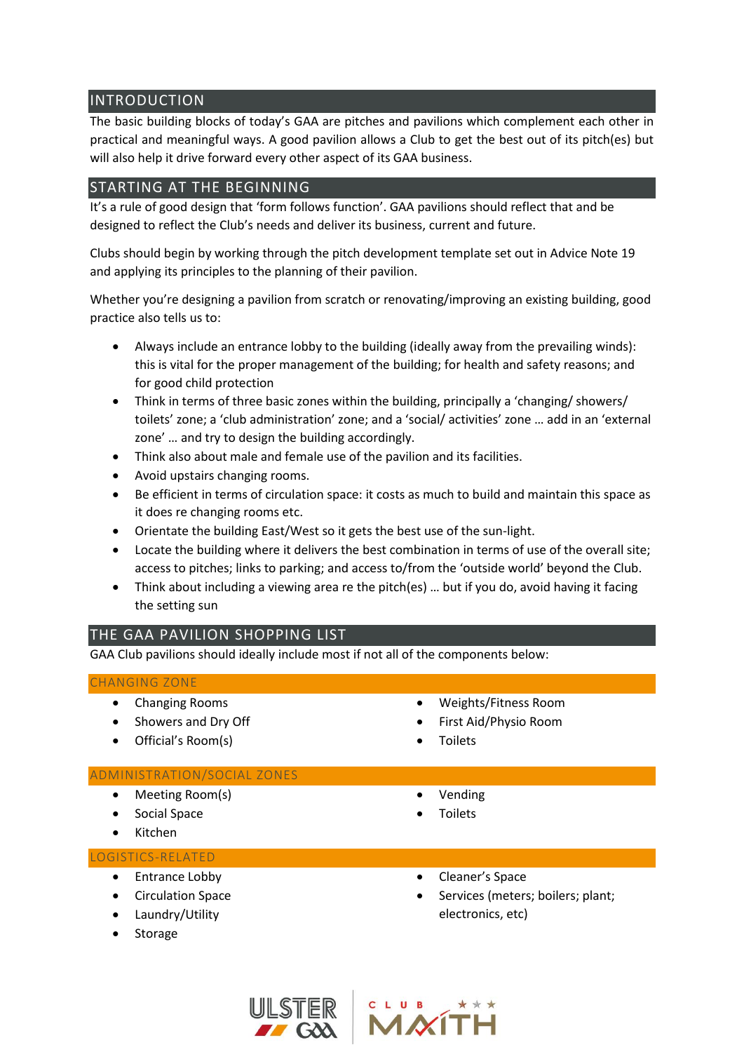## INTRODUCTION

The basic building blocks of today's GAA are pitches and pavilions which complement each other in practical and meaningful ways. A good pavilion allows a Club to get the best out of its pitch(es) but will also help it drive forward every other aspect of its GAA business.

## STARTING AT THE BEGINNING

It's a rule of good design that 'form follows function'. GAA pavilions should reflect that and be designed to reflect the Club's needs and deliver its business, current and future.

Clubs should begin by working through the pitch development template set out in Advice Note 19 and applying its principles to the planning of their pavilion.

Whether you're designing a pavilion from scratch or renovating/improving an existing building, good practice also tells us to:

- Always include an entrance lobby to the building (ideally away from the prevailing winds): this is vital for the proper management of the building; for health and safety reasons; and for good child protection
- Think in terms of three basic zones within the building, principally a 'changing/ showers/ toilets' zone; a 'club administration' zone; and a 'social/ activities' zone … add in an 'external zone' … and try to design the building accordingly.
- Think also about male and female use of the pavilion and its facilities.
- Avoid upstairs changing rooms.
- Be efficient in terms of circulation space: it costs as much to build and maintain this space as it does re changing rooms etc.
- Orientate the building East/West so it gets the best use of the sun-light.
- Locate the building where it delivers the best combination in terms of use of the overall site; access to pitches; links to parking; and access to/from the 'outside world' beyond the Club.
- Think about including a viewing area re the pitch(es) … but if you do, avoid having it facing the setting sun

## THE GAA PAVILION SHOPPING LIST

GAA Club pavilions should ideally include most if not all of the components below:

### CHANGING ZONE

- Changing Rooms
- Showers and Dry Off
- Official's Room(s)
- Weights/Fitness Room
- First Aid/Physio Room
- Toilets

### ADMINISTRATION/SOCIAL ZONES

- Meeting Room(s)
- Social Space
- Kitchen
- Vending
- Toilets

### LOGISTICS-RELATED

- Entrance Lobby
- Circulation Space
- Laundry/Utility
- Storage
- Cleaner's Space
- Services (meters; boilers; plant; electronics, etc)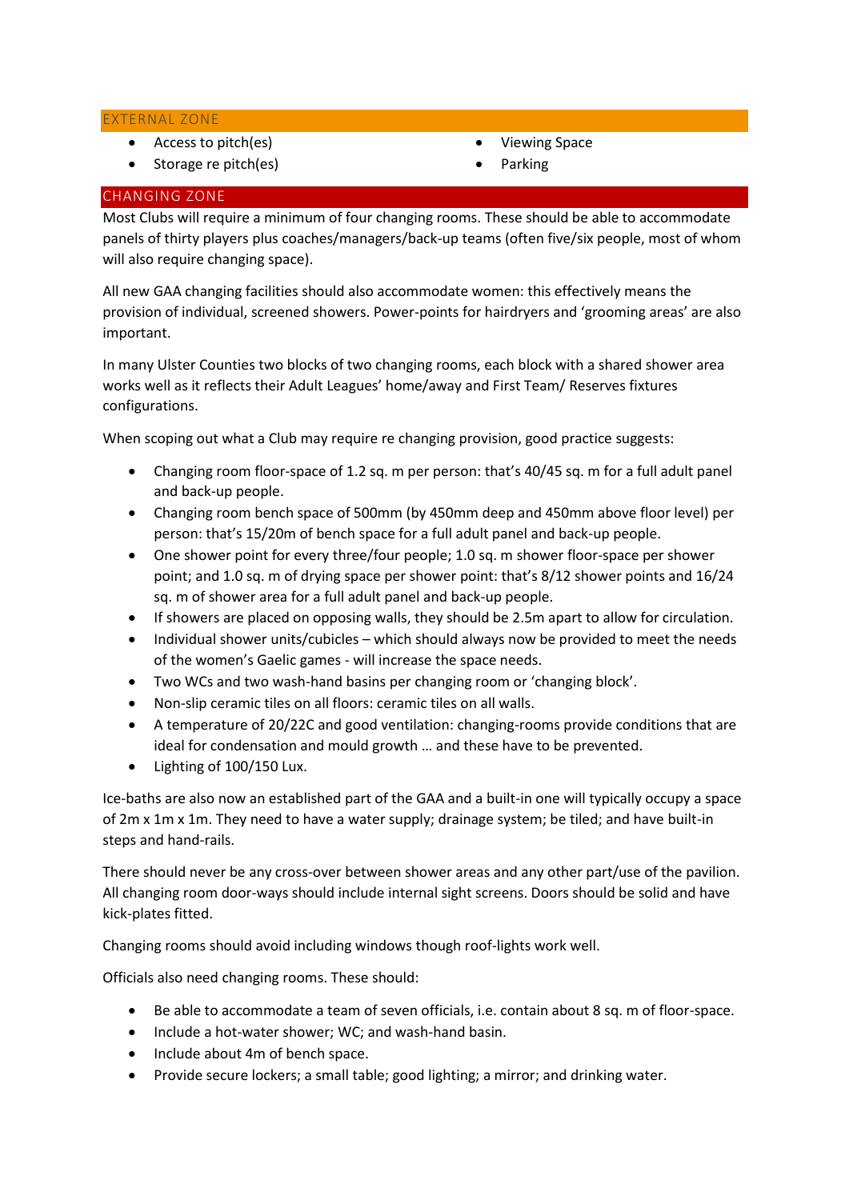## EXTERNAL ZONE

- Access to pitch(es)
- Storage re pitch(es)
- Viewing Space
- Parking

## CHANGING ZONE

Most Clubs will require a minimum of four changing rooms. These should be able to accommodate panels of thirty players plus coaches/managers/back-up teams (often five/six people, most of whom will also require changing space).

All new GAA changing facilities should also accommodate women: this effectively means the provision of individual, screened showers. Power-points for hairdryers and 'grooming areas' are also important.

In many Ulster Counties two blocks of two changing rooms, each block with a shared shower area works well as it reflects their Adult Leagues' home/away and First Team/ Reserves fixtures configurations.

When scoping out what a Club may require re changing provision, good practice suggests:

- Changing room floor-space of 1.2 sq. m per person: that's 40/45 sq. m for a full adult panel and back-up people.
- Changing room bench space of 500mm (by 450mm deep and 450mm above floor level) per person: that's 15/20m of bench space for a full adult panel and back-up people.
- One shower point for every three/four people; 1.0 sq. m shower floor-space per shower point; and 1.0 sq. m of drying space per shower point: that's 8/12 shower points and 16/24 sq. m of shower area for a full adult panel and back-up people.
- If showers are placed on opposing walls, they should be 2.5m apart to allow for circulation.
- Individual shower units/cubicles – which should always now be provided to meet the needs of the women's Gaelic games - will increase the space needs.
- Two WCs and two wash-hand basins per changing room or 'changing block'.
- Non-slip ceramic tiles on all floors: ceramic tiles on all walls.
- A temperature of 20/22C and good ventilation: changing-rooms provide conditions that are ideal for condensation and mould growth … and these have to be prevented.
- Lighting of 100/150 Lux.

Ice-baths are also now an established part of the GAA and a built-in one will typically occupy a space of 2m x 1m x 1m. They need to have a water supply; drainage system; be tiled; and have built-in steps and hand-rails.

There should never be any cross-over between shower areas and any other part/use of the pavilion. All changing room door-ways should include internal sight screens. Doors should be solid and have kick-plates fitted.

Changing rooms should avoid including windows though roof-lights work well.

Officials also need changing rooms. These should:

- Be able to accommodate a team of seven officials, i.e. contain about 8 sq. m of floor-space.
- Include a hot-water shower; WC; and wash-hand basin.
- Include about 4m of bench space.
- Provide secure lockers; a small table; good lighting; a mirror; and drinking water.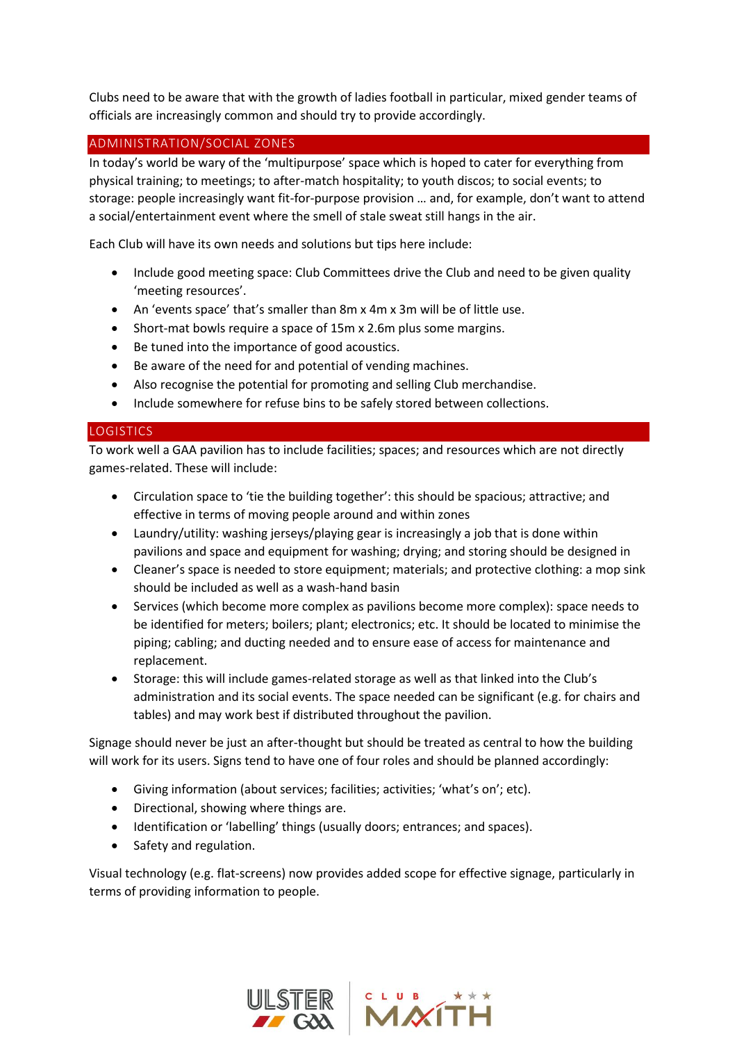Clubs need to be aware that with the growth of ladies football in particular, mixed gender teams of officials are increasingly common and should try to provide accordingly.

## ADMINISTRATION/SOCIAL ZONES

In today's world be wary of the 'multipurpose' space which is hoped to cater for everything from physical training; to meetings; to after-match hospitality; to youth discos; to social events; to storage: people increasingly want fit-for-purpose provision … and, for example, don't want to attend a social/entertainment event where the smell of stale sweat still hangs in the air.

Each Club will have its own needs and solutions but tips here include:

- Include good meeting space: Club Committees drive the Club and need to be given quality 'meeting resources'.
- An 'events space' that's smaller than 8m x 4m x 3m will be of little use.
- Short-mat bowls require a space of 15m x 2.6m plus some margins.
- Be tuned into the importance of good acoustics.
- Be aware of the need for and potential of vending machines.
- Also recognise the potential for promoting and selling Club merchandise.
- Include somewhere for refuse bins to be safely stored between collections.

## LOGISTICS

To work well a GAA pavilion has to include facilities; spaces; and resources which are not directly games-related. These will include:

- Circulation space to 'tie the building together': this should be spacious; attractive; and effective in terms of moving people around and within zones
- Laundry/utility: washing jerseys/playing gear is increasingly a job that is done within pavilions and space and equipment for washing; drying; and storing should be designed in
- Cleaner's space is needed to store equipment; materials; and protective clothing: a mop sink should be included as well as a wash-hand basin
- Services (which become more complex as pavilions become more complex): space needs to be identified for meters; boilers; plant; electronics; etc. It should be located to minimise the piping; cabling; and ducting needed and to ensure ease of access for maintenance and replacement.
- Storage: this will include games-related storage as well as that linked into the Club's administration and its social events. The space needed can be significant (e.g. for chairs and tables) and may work best if distributed throughout the pavilion.

Signage should never be just an after-thought but should be treated as central to how the building will work for its users. Signs tend to have one of four roles and should be planned accordingly:

- Giving information (about services; facilities; activities; 'what's on'; etc).
- Directional, showing where things are.
- Identification or 'labelling' things (usually doors; entrances; and spaces).
- Safety and regulation.

Visual technology (e.g. flat-screens) now provides added scope for effective signage, particularly in terms of providing information to people.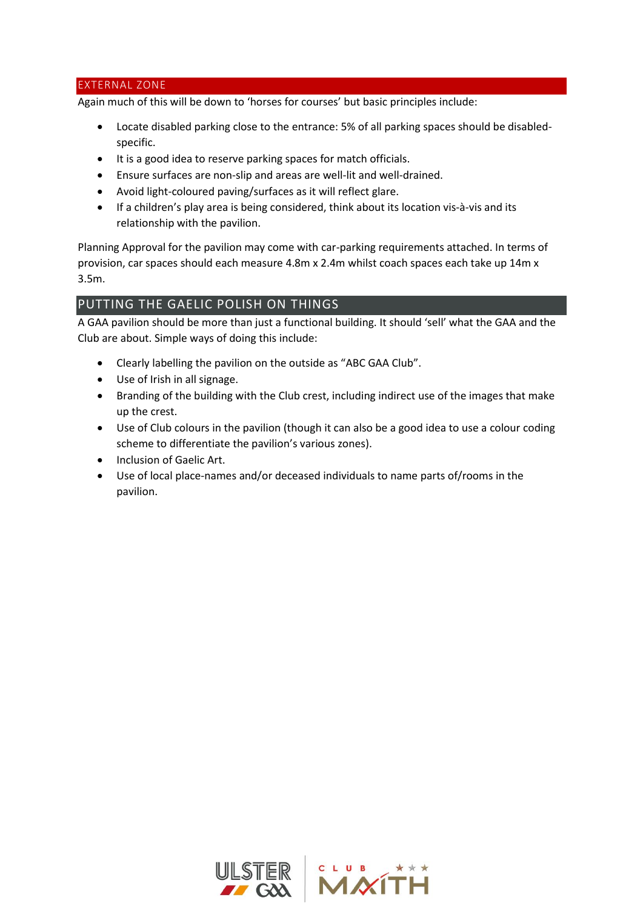## EXTERNAL ZONE

Again much of this will be down to 'horses for courses' but basic principles include:

- Locate disabled parking close to the entrance: 5% of all parking spaces should be disabled-specific.
- It is a good idea to reserve parking spaces for match officials.
- Ensure surfaces are non-slip and areas are well-lit and well-drained.
- Avoid light-coloured paving/surfaces as it will reflect glare.
- If a children's play area is being considered, think about its location vis-à-vis and its relationship with the pavilion.

Planning Approval for the pavilion may come with car-parking requirements attached. In terms of provision, car spaces should each measure 4.8m x 2.4m whilst coach spaces each take up 14m x 3.5m.

## PUTTING THE GAELIC POLISH ON THINGS

A GAA pavilion should be more than just a functional building. It should 'sell' what the GAA and the Club are about. Simple ways of doing this include:

- Clearly labelling the pavilion on the outside as "ABC GAA Club".
- Use of Irish in all signage.
- Branding of the building with the Club crest, including indirect use of the images that make up the crest.
- Use of Club colours in the pavilion (though it can also be a good idea to use a colour coding scheme to differentiate the pavilion's various zones).
- Inclusion of Gaelic Art.
- Use of local place-names and/or deceased individuals to name parts of/rooms in the pavilion.